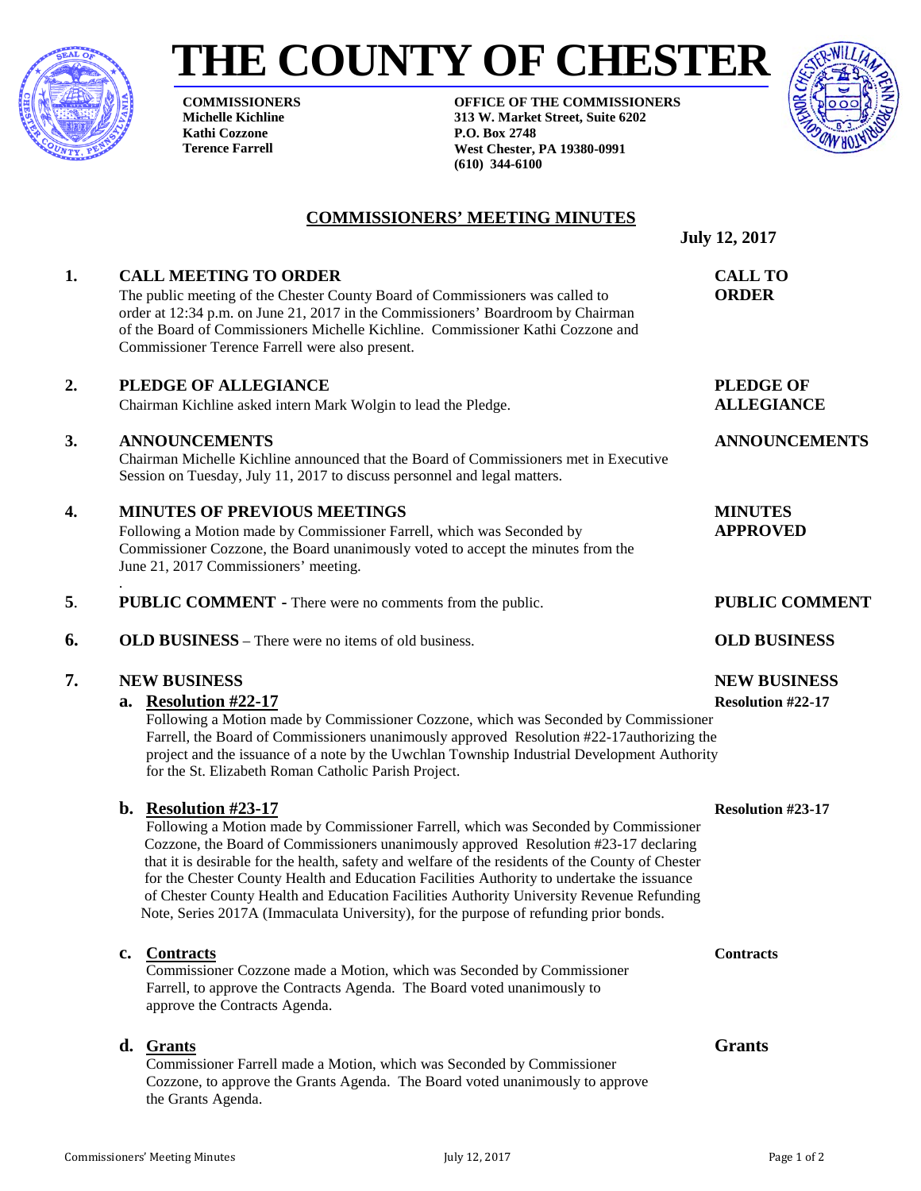# THE COUNTY OF CHESTER

**COMMISSIONERS**
**Michelle Kichline**
**Kathi Cozzone**
**Terence Farrell**

**OFFICE OF THE COMMISSIONERS**
**313 W. Market Street, Suite 6202**
**P.O. Box 2748**
**West Chester, PA 19380-0991**
**(610) 344-6100**

## COMMISSIONERS' MEETING MINUTES

**July 12, 2017**

### 1. CALL MEETING TO ORDER

**CALL TO ORDER**

The public meeting of the Chester County Board of Commissioners was called to order at 12:34 p.m. on June 21, 2017 in the Commissioners' Boardroom by Chairman of the Board of Commissioners Michelle Kichline. Commissioner Kathi Cozzone and Commissioner Terence Farrell were also present.

### 2. PLEDGE OF ALLEGIANCE

**PLEDGE OF ALLEGIANCE**

Chairman Kichline asked intern Mark Wolgin to lead the Pledge.

### 3. ANNOUNCEMENTS

**ANNOUNCEMENTS**

Chairman Michelle Kichline announced that the Board of Commissioners met in Executive Session on Tuesday, July 11, 2017 to discuss personnel and legal matters.

### 4. MINUTES OF PREVIOUS MEETINGS

**MINUTES APPROVED**

Following a Motion made by Commissioner Farrell, which was Seconded by Commissioner Cozzone, the Board unanimously voted to accept the minutes from the June 21, 2017 Commissioners' meeting.

### 5. PUBLIC COMMENT - There were no comments from the public.

**PUBLIC COMMENT**

### 6. OLD BUSINESS – There were no items of old business.

**OLD BUSINESS**

### 7. NEW BUSINESS

**NEW BUSINESS**

**a. Resolution #22-17**

**Resolution #22-17**

Following a Motion made by Commissioner Cozzone, which was Seconded by Commissioner Farrell, the Board of Commissioners unanimously approved Resolution #22-17authorizing the project and the issuance of a note by the Uwchlan Township Industrial Development Authority for the St. Elizabeth Roman Catholic Parish Project.

**b. Resolution #23-17**

**Resolution #23-17**

Following a Motion made by Commissioner Farrell, which was Seconded by Commissioner Cozzone, the Board of Commissioners unanimously approved Resolution #23-17 declaring that it is desirable for the health, safety and welfare of the residents of the County of Chester for the Chester County Health and Education Facilities Authority to undertake the issuance of Chester County Health and Education Facilities Authority University Revenue Refunding Note, Series 2017A (Immaculata University), for the purpose of refunding prior bonds.

**c. Contracts**

**Contracts**

Commissioner Cozzone made a Motion, which was Seconded by Commissioner Farrell, to approve the Contracts Agenda. The Board voted unanimously to approve the Contracts Agenda.

**d. Grants**

**Grants**

Commissioner Farrell made a Motion, which was Seconded by Commissioner Cozzone, to approve the Grants Agenda. The Board voted unanimously to approve the Grants Agenda.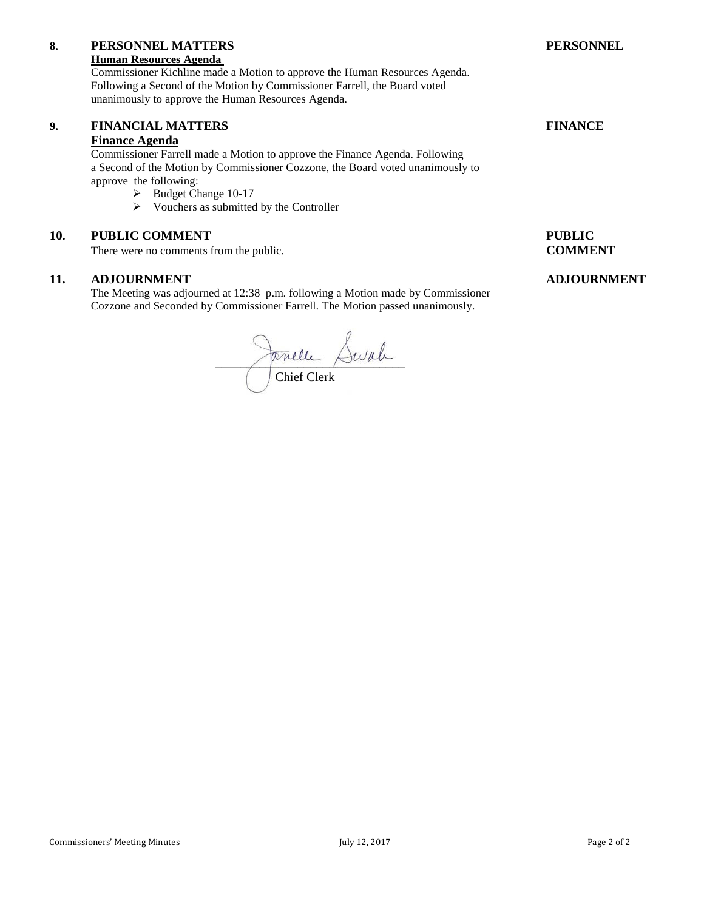**8. PERSONNEL MATTERS** **PERSONNEL**

**Human Resources Agenda**

Commissioner Kichline made a Motion to approve the Human Resources Agenda. Following a Second of the Motion by Commissioner Farrell, the Board voted unanimously to approve the Human Resources Agenda.

**9. FINANCIAL MATTERS** **FINANCE**

**Finance Agenda**

Commissioner Farrell made a Motion to approve the Finance Agenda. Following a Second of the Motion by Commissioner Cozzone, the Board voted unanimously to approve the following:

- Budget Change 10-17
- Vouchers as submitted by the Controller

**10. PUBLIC COMMENT** **PUBLIC COMMENT**

There were no comments from the public.

**11. ADJOURNMENT** **ADJOURNMENT**

The Meeting was adjourned at 12:38 p.m. following a Motion made by Commissioner Cozzone and Seconded by Commissioner Farrell. The Motion passed unanimously.

Janelle Swab

Chief Clerk

Commissioners' Meeting Minutes July 12, 2017